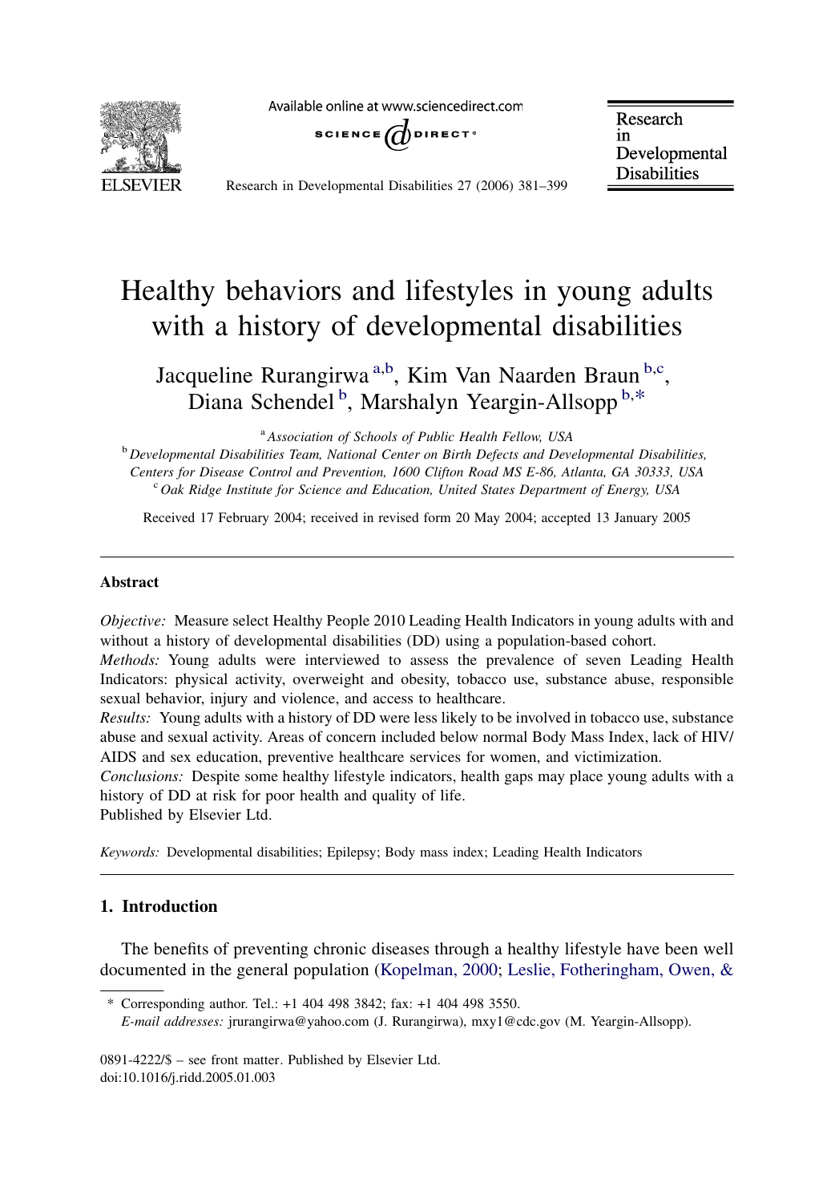# Healthy behaviors and lifestyles in young adults with a history of developmental disabilities

Jacqueline Rurangirwa[a,b], Kim Van Naarden Braun[b,c], Diana Schendel[b], Marshalyn Yeargin-Allsopp[b,*]

[a] Association of Schools of Public Health Fellow, USA

[b] Developmental Disabilities Team, National Center on Birth Defects and Developmental Disabilities, Centers for Disease Control and Prevention, 1600 Clifton Road MS E-86, Atlanta, GA 30333, USA

[c] Oak Ridge Institute for Science and Education, United States Department of Energy, USA

Received 17 February 2004; received in revised form 20 May 2004; accepted 13 January 2005

## Abstract

*Objective:* Measure select Healthy People 2010 Leading Health Indicators in young adults with and without a history of developmental disabilities (DD) using a population-based cohort.

*Methods:* Young adults were interviewed to assess the prevalence of seven Leading Health Indicators: physical activity, overweight and obesity, tobacco use, substance abuse, responsible sexual behavior, injury and violence, and access to healthcare.

*Results:* Young adults with a history of DD were less likely to be involved in tobacco use, substance abuse and sexual activity. Areas of concern included below normal Body Mass Index, lack of HIV/AIDS and sex education, preventive healthcare services for women, and victimization.

*Conclusions:* Despite some healthy lifestyle indicators, health gaps may place young adults with a history of DD at risk for poor health and quality of life.

Published by Elsevier Ltd.

*Keywords:* Developmental disabilities; Epilepsy; Body mass index; Leading Health Indicators

## 1. Introduction

The benefits of preventing chronic diseases through a healthy lifestyle have been well documented in the general population (Kopelman, 2000; Leslie, Fotheringham, Owen, &

\* Corresponding author. Tel.: +1 404 498 3842; fax: +1 404 498 3550.
*E-mail addresses:* jrurangirwa@yahoo.com (J. Rurangirwa), mxy1@cdc.gov (M. Yeargin-Allsopp).

0891-4222/$ – see front matter. Published by Elsevier Ltd.
doi:10.1016/j.ridd.2005.01.003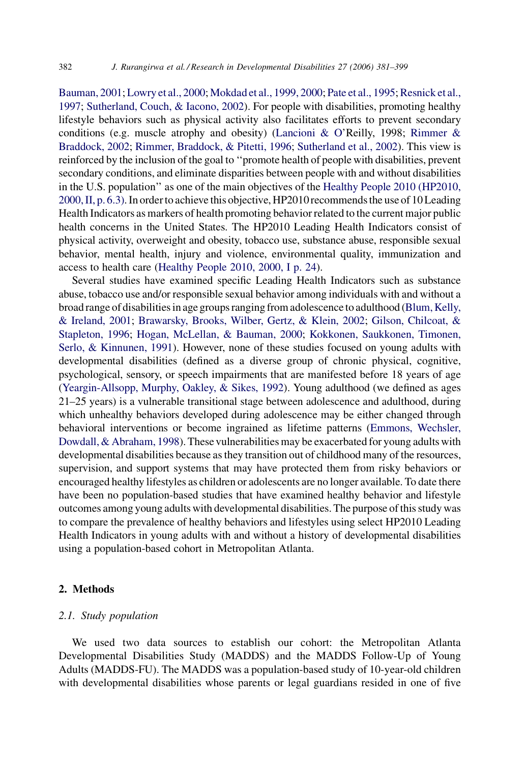Bauman, 2001; Lowry et al., 2000; Mokdad et al., 1999, 2000; Pate et al., 1995; Resnick et al., 1997; Sutherland, Couch, & Iacono, 2002). For people with disabilities, promoting healthy lifestyle behaviors such as physical activity also facilitates efforts to prevent secondary conditions (e.g. muscle atrophy and obesity) (Lancioni & O'Reilly, 1998; Rimmer & Braddock, 2002; Rimmer, Braddock, & Pitetti, 1996; Sutherland et al., 2002). This view is reinforced by the inclusion of the goal to ''promote health of people with disabilities, prevent secondary conditions, and eliminate disparities between people with and without disabilities in the U.S. population'' as one of the main objectives of the Healthy People 2010 (HP2010, 2000, II, p. 6.3). In order to achieve this objective, HP2010 recommends the use of 10 Leading Health Indicators as markers of health promoting behavior related to the current major public health concerns in the United States. The HP2010 Leading Health Indicators consist of physical activity, overweight and obesity, tobacco use, substance abuse, responsible sexual behavior, mental health, injury and violence, environmental quality, immunization and access to health care (Healthy People 2010, 2000, I p. 24).

Several studies have examined specific Leading Health Indicators such as substance abuse, tobacco use and/or responsible sexual behavior among individuals with and without a broad range of disabilities in age groups ranging from adolescence to adulthood (Blum, Kelly, & Ireland, 2001; Brawarsky, Brooks, Wilber, Gertz, & Klein, 2002; Gilson, Chilcoat, & Stapleton, 1996; Hogan, McLellan, & Bauman, 2000; Kokkonen, Saukkonen, Timonen, Serlo, & Kinnunen, 1991). However, none of these studies focused on young adults with developmental disabilities (defined as a diverse group of chronic physical, cognitive, psychological, sensory, or speech impairments that are manifested before 18 years of age (Yeargin-Allsopp, Murphy, Oakley, & Sikes, 1992). Young adulthood (we defined as ages 21–25 years) is a vulnerable transitional stage between adolescence and adulthood, during which unhealthy behaviors developed during adolescence may be either changed through behavioral interventions or become ingrained as lifetime patterns (Emmons, Wechsler, Dowdall, & Abraham, 1998). These vulnerabilities may be exacerbated for young adults with developmental disabilities because as they transition out of childhood many of the resources, supervision, and support systems that may have protected them from risky behaviors or encouraged healthy lifestyles as children or adolescents are no longer available. To date there have been no population-based studies that have examined healthy behavior and lifestyle outcomes among young adults with developmental disabilities. The purpose of this study was to compare the prevalence of healthy behaviors and lifestyles using select HP2010 Leading Health Indicators in young adults with and without a history of developmental disabilities using a population-based cohort in Metropolitan Atlanta.

## 2. Methods

### *2.1. Study population*

We used two data sources to establish our cohort: the Metropolitan Atlanta Developmental Disabilities Study (MADDS) and the MADDS Follow-Up of Young Adults (MADDS-FU). The MADDS was a population-based study of 10-year-old children with developmental disabilities whose parents or legal guardians resided in one of five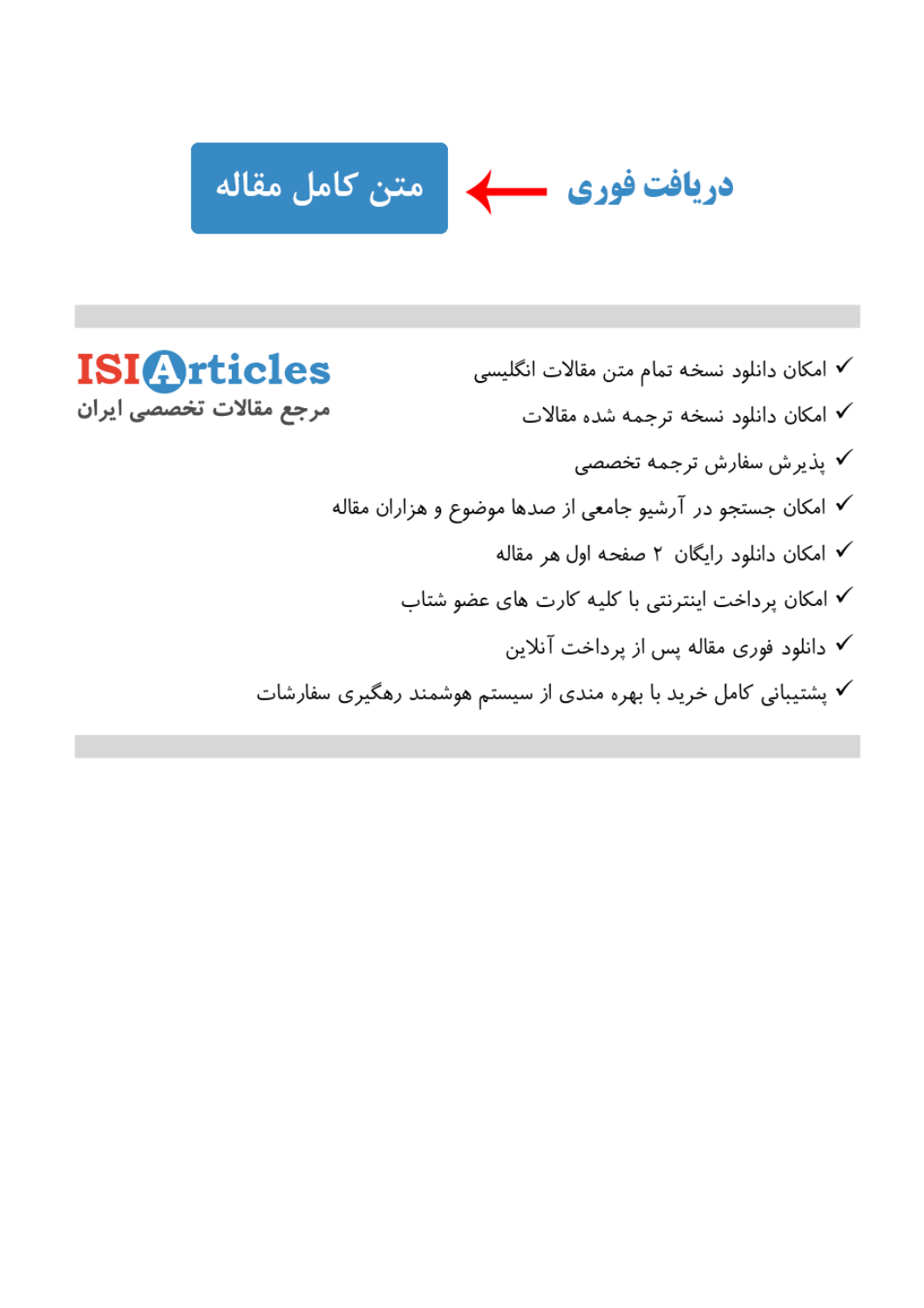دریافت فوری ← **متن کامل مقاله**

**ISIArticles**
مرجع مقالات تخصصی ایران

- ✓ امکان دانلود نسخه تمام متن مقالات انگلیسی
- ✓ امکان دانلود نسخه ترجمه شده مقالات
- ✓ پذیرش سفارش ترجمه تخصصی
- ✓ امکان جستجو در آرشیو جامعی از صدها موضوع و هزاران مقاله
- ✓ امکان دانلود رایگان ۲ صفحه اول هر مقاله
- ✓ امکان پرداخت اینترنتی با کلیه کارت های عضو شتاب
- ✓ دانلود فوری مقاله پس از پرداخت آنلاین
- ✓ پشتیبانی کامل خرید با بهره مندی از سیستم هوشمند رهگیری سفارشات